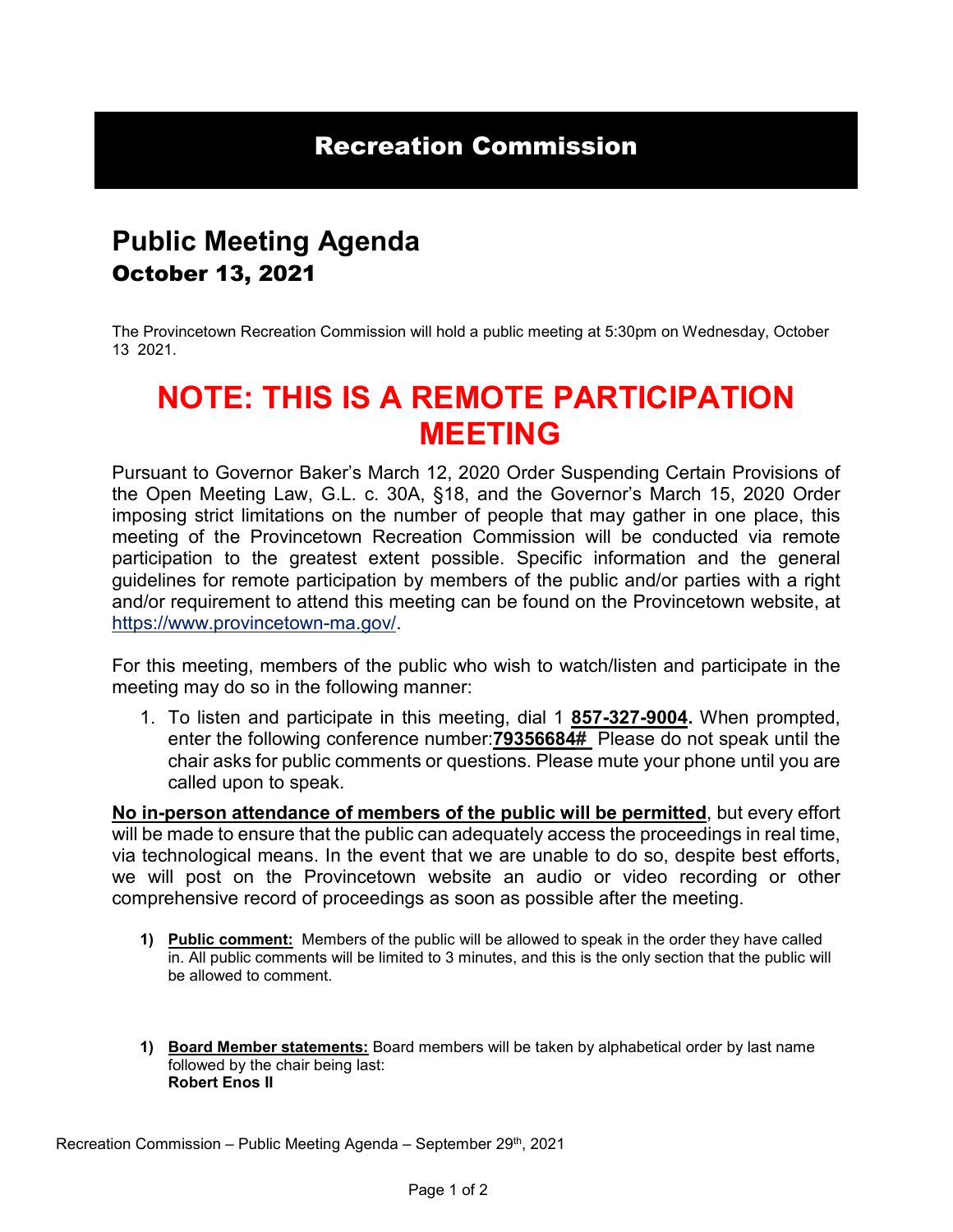# Recreation Commission

## Public Meeting Agenda

### October 13, 2021

The Provincetown Recreation Commission will hold a public meeting at 5:30pm on Wednesday, October 13 2021.

# NOTE: THIS IS A REMOTE PARTICIPATION MEETING

Pursuant to Governor Baker's March 12, 2020 Order Suspending Certain Provisions of the Open Meeting Law, G.L. c. 30A, §18, and the Governor's March 15, 2020 Order imposing strict limitations on the number of people that may gather in one place, this meeting of the Provincetown Recreation Commission will be conducted via remote participation to the greatest extent possible. Specific information and the general guidelines for remote participation by members of the public and/or parties with a right and/or requirement to attend this meeting can be found on the Provincetown website, at https://www.provincetown-ma.gov/.

For this meeting, members of the public who wish to watch/listen and participate in the meeting may do so in the following manner:

1. To listen and participate in this meeting, dial 1 **857-327-9004.** When prompted, enter the following conference number:**79356684#** Please do not speak until the chair asks for public comments or questions. Please mute your phone until you are called upon to speak.

**No in-person attendance of members of the public will be permitted**, but every effort will be made to ensure that the public can adequately access the proceedings in real time, via technological means. In the event that we are unable to do so, despite best efforts, we will post on the Provincetown website an audio or video recording or other comprehensive record of proceedings as soon as possible after the meeting.

1) **Public comment:** Members of the public will be allowed to speak in the order they have called in. All public comments will be limited to 3 minutes, and this is the only section that the public will be allowed to comment.

1) **Board Member statements:** Board members will be taken by alphabetical order by last name followed by the chair being last:
   **Robert Enos II**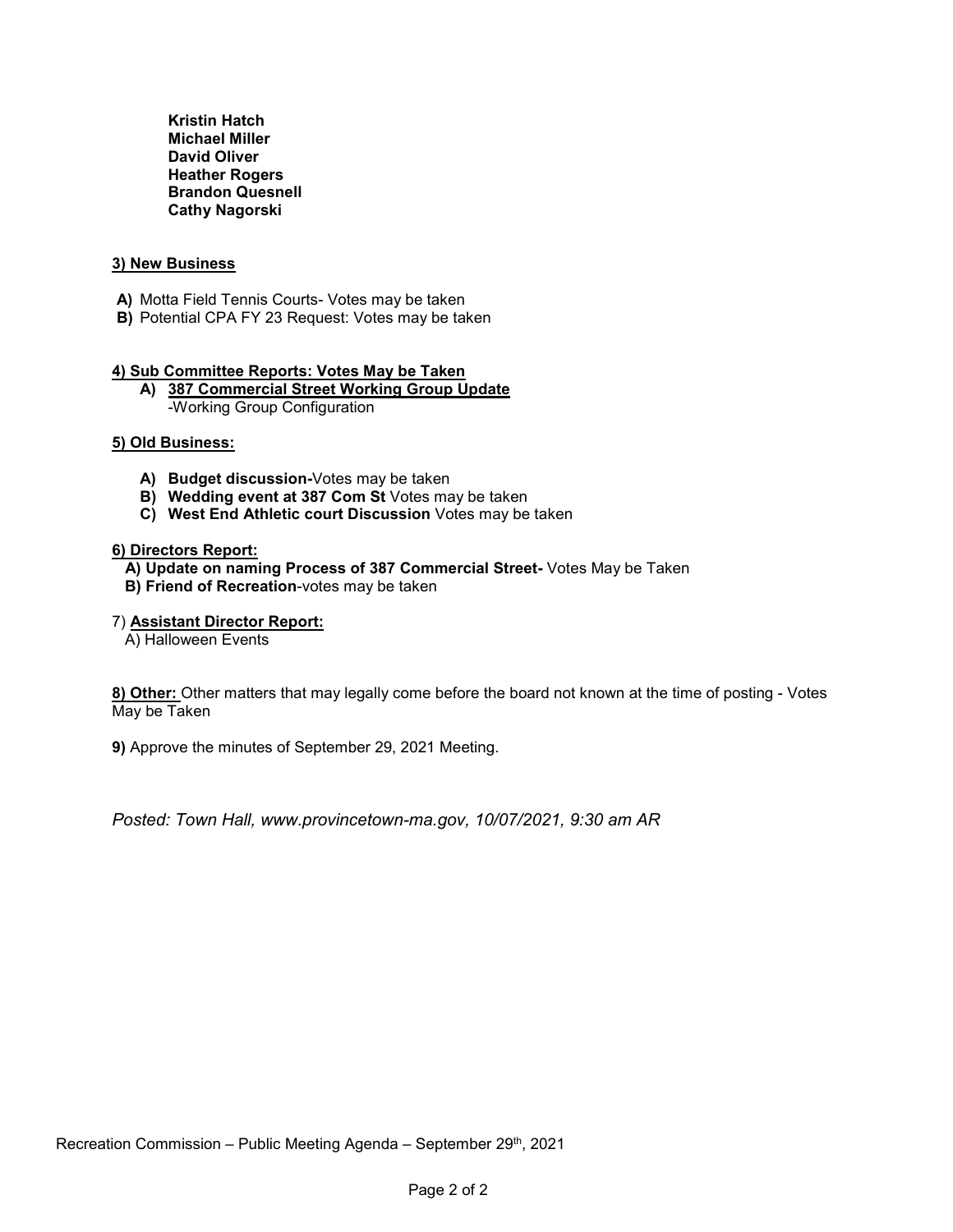**Kristin Hatch**
**Michael Miller**
**David Oliver**
**Heather Rogers**
**Brandon Quesnell**
**Cathy Nagorski**

**3) New Business**

**A)** Motta Field Tennis Courts- Votes may be taken
**B)** Potential CPA FY 23 Request: Votes may be taken

**4) Sub Committee Reports: Votes May be Taken**

**A) 387 Commercial Street Working Group Update**
-Working Group Configuration

**5) Old Business:**

**A) Budget discussion-**Votes may be taken
**B) Wedding event at 387 Com St** Votes may be taken
**C) West End Athletic court Discussion** Votes may be taken

**6) Directors Report:**

**A) Update on naming Process of 387 Commercial Street-** Votes May be Taken
**B) Friend of Recreation**-votes may be taken

7) **Assistant Director Report:**

A) Halloween Events

**8) Other:** Other matters that may legally come before the board not known at the time of posting - Votes May be Taken

**9)** Approve the minutes of September 29, 2021 Meeting.

*Posted: Town Hall, www.provincetown-ma.gov, 10/07/2021, 9:30 am AR*